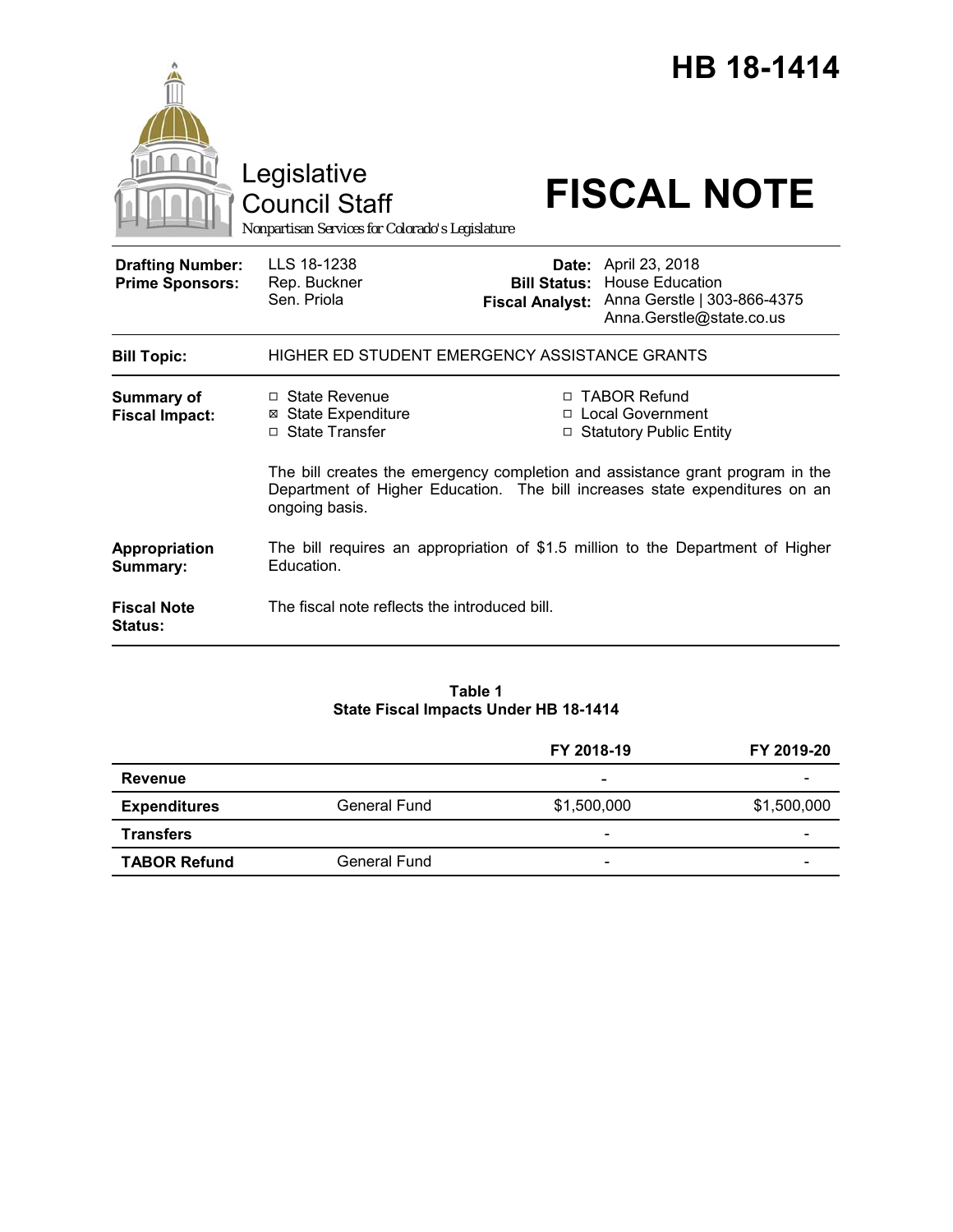# HB 18-1414

Legislative Council Staff

*Nonpartisan Services for Colorado's Legislature*

# FISCAL NOTE

| | | | |
|---|---|---|---|
| **Drafting Number:** | LLS 18-1238 | **Date:** | April 23, 2018 |
| **Prime Sponsors:** | Rep. Buckner<br>Sen. Priola | **Bill Status:** | House Education |
| | | **Fiscal Analyst:** | Anna Gerstle \| 303-866-4375<br>Anna.Gerstle@state.co.us |

| | |
|---|---|
| **Bill Topic:** | HIGHER ED STUDENT EMERGENCY ASSISTANCE GRANTS |
| **Summary of Fiscal Impact:** | ☐ State Revenue ☒ State Expenditure ☐ State Transfer ☐ TABOR Refund ☐ Local Government ☐ Statutory Public Entity<br><br>The bill creates the emergency completion and assistance grant program in the Department of Higher Education. The bill increases state expenditures on an ongoing basis. |
| **Appropriation Summary:** | The bill requires an appropriation of $1.5 million to the Department of Higher Education. |
| **Fiscal Note Status:** | The fiscal note reflects the introduced bill. |

**Table 1**
**State Fiscal Impacts Under HB 18-1414**

| | | FY 2018-19 | FY 2019-20 |
|---|---|---|---|
| **Revenue** | | - | - |
| **Expenditures** | General Fund | $1,500,000 | $1,500,000 |
| **Transfers** | | - | - |
| **TABOR Refund** | General Fund | - | - |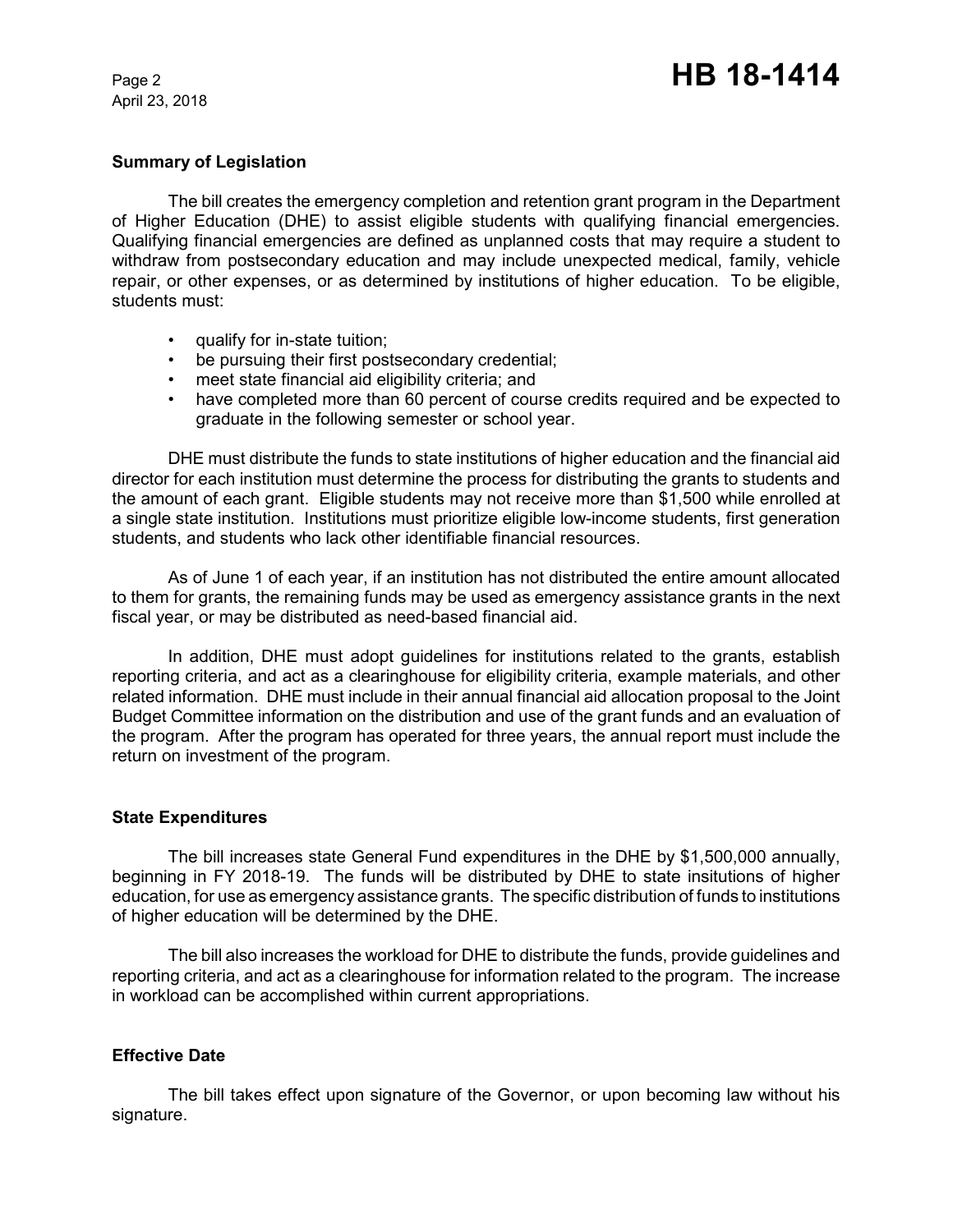## Summary of Legislation

The bill creates the emergency completion and retention grant program in the Department of Higher Education (DHE) to assist eligible students with qualifying financial emergencies. Qualifying financial emergencies are defined as unplanned costs that may require a student to withdraw from postsecondary education and may include unexpected medical, family, vehicle repair, or other expenses, or as determined by institutions of higher education. To be eligible, students must:

- qualify for in-state tuition;
- be pursuing their first postsecondary credential;
- meet state financial aid eligibility criteria; and
- have completed more than 60 percent of course credits required and be expected to graduate in the following semester or school year.

DHE must distribute the funds to state institutions of higher education and the financial aid director for each institution must determine the process for distributing the grants to students and the amount of each grant. Eligible students may not receive more than $1,500 while enrolled at a single state institution. Institutions must prioritize eligible low-income students, first generation students, and students who lack other identifiable financial resources.

As of June 1 of each year, if an institution has not distributed the entire amount allocated to them for grants, the remaining funds may be used as emergency assistance grants in the next fiscal year, or may be distributed as need-based financial aid.

In addition, DHE must adopt guidelines for institutions related to the grants, establish reporting criteria, and act as a clearinghouse for eligibility criteria, example materials, and other related information. DHE must include in their annual financial aid allocation proposal to the Joint Budget Committee information on the distribution and use of the grant funds and an evaluation of the program. After the program has operated for three years, the annual report must include the return on investment of the program.

## State Expenditures

The bill increases state General Fund expenditures in the DHE by $1,500,000 annually, beginning in FY 2018-19. The funds will be distributed by DHE to state insitutions of higher education, for use as emergency assistance grants. The specific distribution of funds to institutions of higher education will be determined by the DHE.

The bill also increases the workload for DHE to distribute the funds, provide guidelines and reporting criteria, and act as a clearinghouse for information related to the program. The increase in workload can be accomplished within current appropriations.

## Effective Date

The bill takes effect upon signature of the Governor, or upon becoming law without his signature.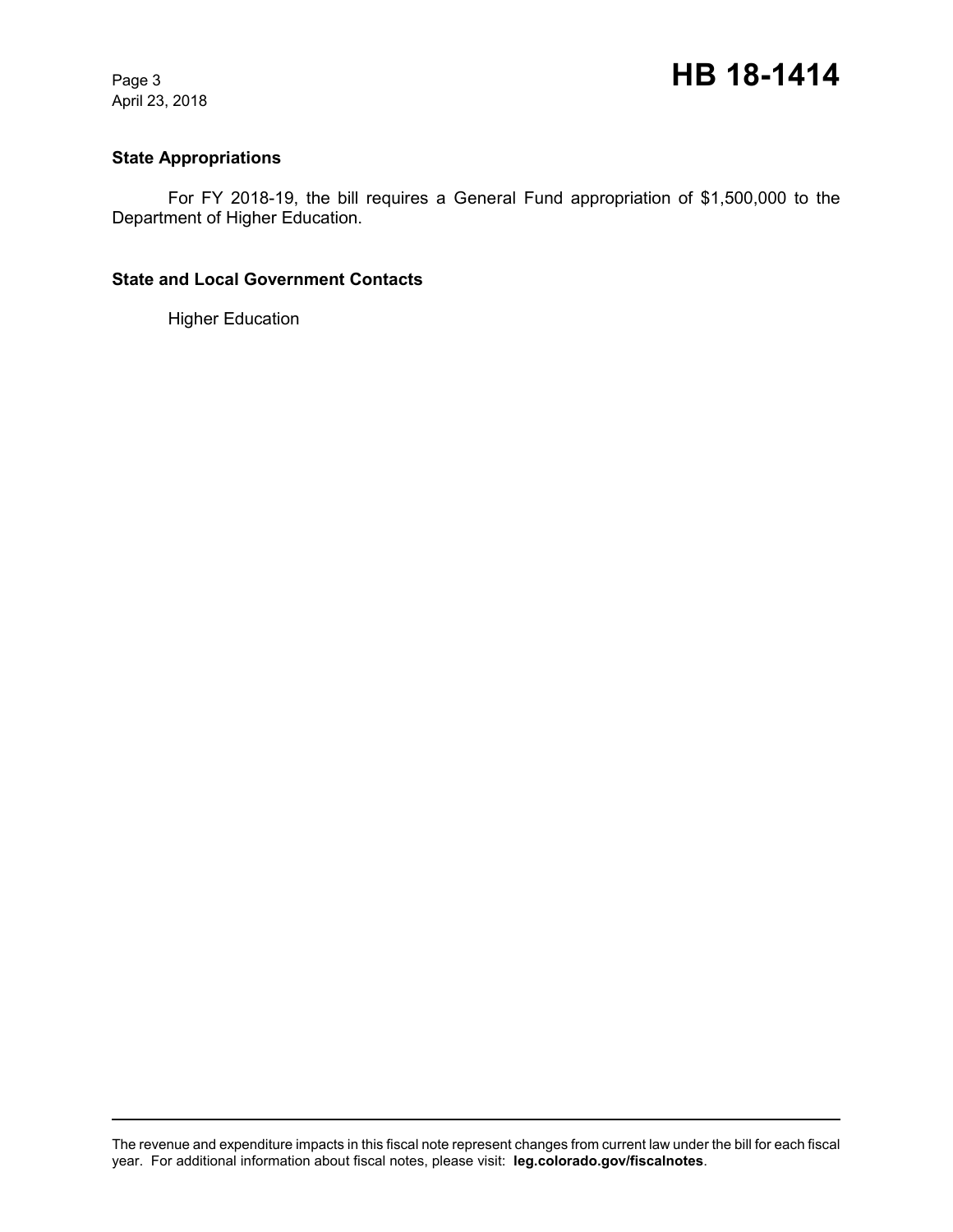## State Appropriations

For FY 2018-19, the bill requires a General Fund appropriation of $1,500,000 to the Department of Higher Education.

## State and Local Government Contacts

Higher Education

The revenue and expenditure impacts in this fiscal note represent changes from current law under the bill for each fiscal year. For additional information about fiscal notes, please visit: **leg.colorado.gov/fiscalnotes**.